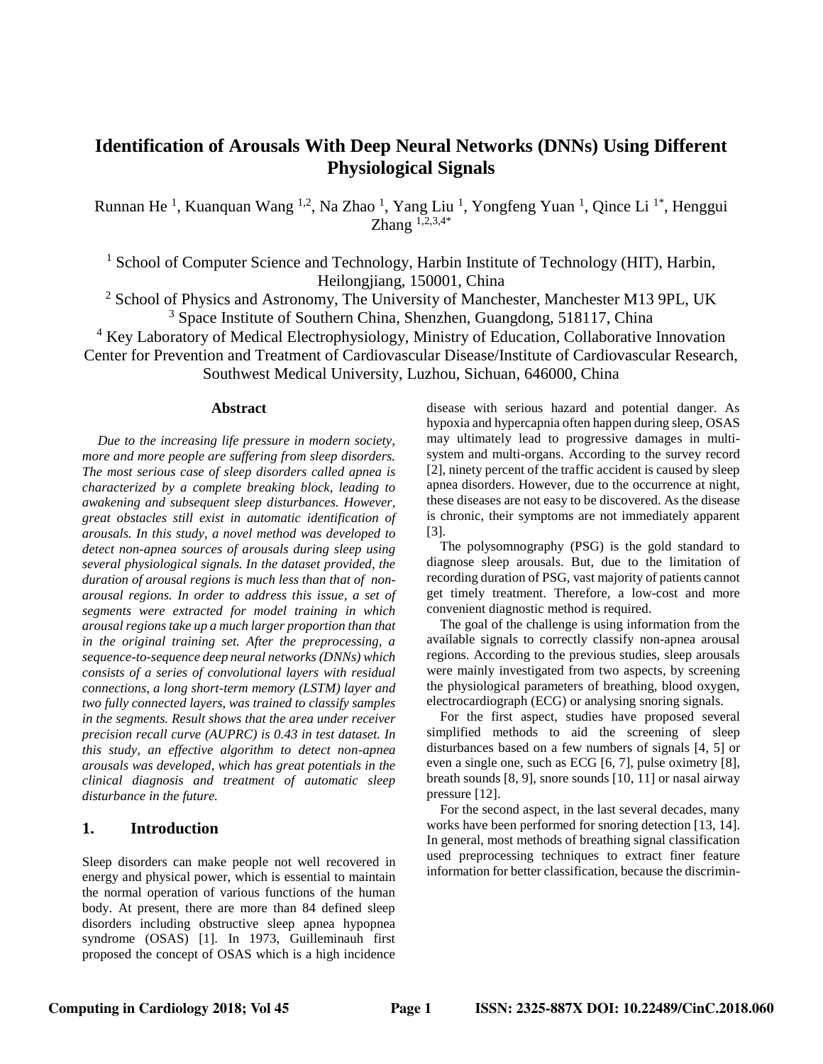# Identification of Arousals With Deep Neural Networks (DNNs) Using Different Physiological Signals

Runnan He [1], Kuanquan Wang [1,2], Na Zhao [1], Yang Liu [1], Yongfeng Yuan [1], Qince Li [1*], Henggui Zhang [1,2,3,4*]

[1] School of Computer Science and Technology, Harbin Institute of Technology (HIT), Harbin, Heilongjiang, 150001, China
[2] School of Physics and Astronomy, The University of Manchester, Manchester M13 9PL, UK
[3] Space Institute of Southern China, Shenzhen, Guangdong, 518117, China
[4] Key Laboratory of Medical Electrophysiology, Ministry of Education, Collaborative Innovation Center for Prevention and Treatment of Cardiovascular Disease/Institute of Cardiovascular Research, Southwest Medical University, Luzhou, Sichuan, 646000, China

## Abstract

*Due to the increasing life pressure in modern society, more and more people are suffering from sleep disorders. The most serious case of sleep disorders called apnea is characterized by a complete breaking block, leading to awakening and subsequent sleep disturbances. However, great obstacles still exist in automatic identification of arousals. In this study, a novel method was developed to detect non-apnea sources of arousals during sleep using several physiological signals. In the dataset provided, the duration of arousal regions is much less than that of non-arousal regions. In order to address this issue, a set of segments were extracted for model training in which arousal regions take up a much larger proportion than that in the original training set. After the preprocessing, a sequence-to-sequence deep neural networks (DNNs) which consists of a series of convolutional layers with residual connections, a long short-term memory (LSTM) layer and two fully connected layers, was trained to classify samples in the segments. Result shows that the area under receiver precision recall curve (AUPRC) is 0.43 in test dataset. In this study, an effective algorithm to detect non-apnea arousals was developed, which has great potentials in the clinical diagnosis and treatment of automatic sleep disturbance in the future.*

## 1. Introduction

Sleep disorders can make people not well recovered in energy and physical power, which is essential to maintain the normal operation of various functions of the human body. At present, there are more than 84 defined sleep disorders including obstructive sleep apnea hypopnea syndrome (OSAS) [1]. In 1973, Guilleminauh first proposed the concept of OSAS which is a high incidence disease with serious hazard and potential danger. As hypoxia and hypercapnia often happen during sleep, OSAS may ultimately lead to progressive damages in multi-system and multi-organs. According to the survey record [2], ninety percent of the traffic accident is caused by sleep apnea disorders. However, due to the occurrence at night, these diseases are not easy to be discovered. As the disease is chronic, their symptoms are not immediately apparent [3].

The polysomnography (PSG) is the gold standard to diagnose sleep arousals. But, due to the limitation of recording duration of PSG, vast majority of patients cannot get timely treatment. Therefore, a low-cost and more convenient diagnostic method is required.

The goal of the challenge is using information from the available signals to correctly classify non-apnea arousal regions. According to the previous studies, sleep arousals were mainly investigated from two aspects, by screening the physiological parameters of breathing, blood oxygen, electrocardiograph (ECG) or analysing snoring signals.

For the first aspect, studies have proposed several simplified methods to aid the screening of sleep disturbances based on a few numbers of signals [4, 5] or even a single one, such as ECG [6, 7], pulse oximetry [8], breath sounds [8, 9], snore sounds [10, 11] or nasal airway pressure [12].

For the second aspect, in the last several decades, many works have been performed for snoring detection [13, 14]. In general, most methods of breathing signal classification used preprocessing techniques to extract finer feature information for better classification, because the discrimin-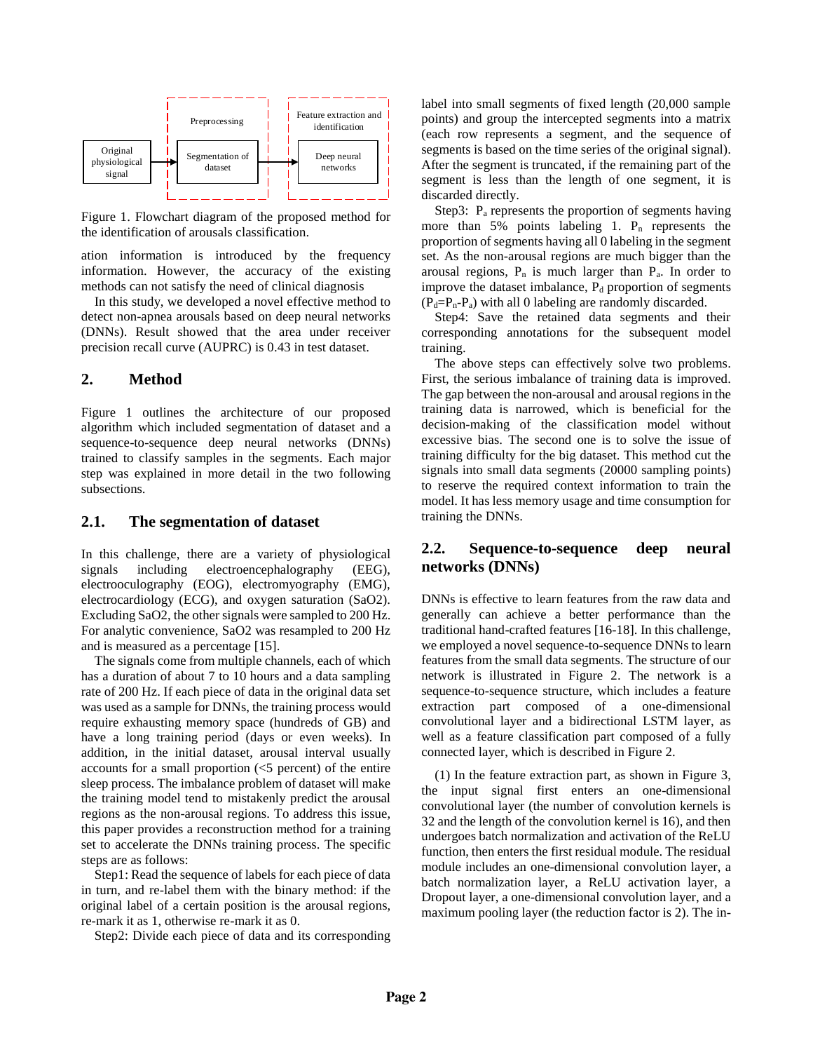Figure 1. Flowchart diagram of the proposed method for the identification of arousals classification.

ation information is introduced by the frequency information. However, the accuracy of the existing methods can not satisfy the need of clinical diagnosis

In this study, we developed a novel effective method to detect non-apnea arousals based on deep neural networks (DNNs). Result showed that the area under receiver precision recall curve (AUPRC) is 0.43 in test dataset.

## 2. Method

Figure 1 outlines the architecture of our proposed algorithm which included segmentation of dataset and a sequence-to-sequence deep neural networks (DNNs) trained to classify samples in the segments. Each major step was explained in more detail in the two following subsections.

### 2.1. The segmentation of dataset

In this challenge, there are a variety of physiological signals including electroencephalography (EEG), electrooculography (EOG), electromyography (EMG), electrocardiology (ECG), and oxygen saturation (SaO2). Excluding SaO2, the other signals were sampled to 200 Hz. For analytic convenience, SaO2 was resampled to 200 Hz and is measured as a percentage [15].

The signals come from multiple channels, each of which has a duration of about 7 to 10 hours and a data sampling rate of 200 Hz. If each piece of data in the original data set was used as a sample for DNNs, the training process would require exhausting memory space (hundreds of GB) and have a long training period (days or even weeks). In addition, in the initial dataset, arousal interval usually accounts for a small proportion (<5 percent) of the entire sleep process. The imbalance problem of dataset will make the training model tend to mistakenly predict the arousal regions as the non-arousal regions. To address this issue, this paper provides a reconstruction method for a training set to accelerate the DNNs training process. The specific steps are as follows:

Step1: Read the sequence of labels for each piece of data in turn, and re-label them with the binary method: if the original label of a certain position is the arousal regions, re-mark it as 1, otherwise re-mark it as 0.

Step2: Divide each piece of data and its corresponding label into small segments of fixed length (20,000 sample points) and group the intercepted segments into a matrix (each row represents a segment, and the sequence of segments is based on the time series of the original signal). After the segment is truncated, if the remaining part of the segment is less than the length of one segment, it is discarded directly.

Step3: $P_a$ represents the proportion of segments having more than 5% points labeling 1. $P_n$ represents the proportion of segments having all 0 labeling in the segment set. As the non-arousal regions are much bigger than the arousal regions, $P_n$ is much larger than $P_a$. In order to improve the dataset imbalance, $P_d$ proportion of segments ($P_d$=$P_n$-$P_a$) with all 0 labeling are randomly discarded.

Step4: Save the retained data segments and their corresponding annotations for the subsequent model training.

The above steps can effectively solve two problems. First, the serious imbalance of training data is improved. The gap between the non-arousal and arousal regions in the training data is narrowed, which is beneficial for the decision-making of the classification model without excessive bias. The second one is to solve the issue of training difficulty for the big dataset. This method cut the signals into small data segments (20000 sampling points) to reserve the required context information to train the model. It has less memory usage and time consumption for training the DNNs.

### 2.2. Sequence-to-sequence deep neural networks (DNNs)

DNNs is effective to learn features from the raw data and generally can achieve a better performance than the traditional hand-crafted features [16-18]. In this challenge, we employed a novel sequence-to-sequence DNNs to learn features from the small data segments. The structure of our network is illustrated in Figure 2. The network is a sequence-to-sequence structure, which includes a feature extraction part composed of a one-dimensional convolutional layer and a bidirectional LSTM layer, as well as a feature classification part composed of a fully connected layer, which is described in Figure 2.

(1) In the feature extraction part, as shown in Figure 3, the input signal first enters an one-dimensional convolutional layer (the number of convolution kernels is 32 and the length of the convolution kernel is 16), and then undergoes batch normalization and activation of the ReLU function, then enters the first residual module. The residual module includes an one-dimensional convolution layer, a batch normalization layer, a ReLU activation layer, a Dropout layer, a one-dimensional convolution layer, and a maximum pooling layer (the reduction factor is 2). The in-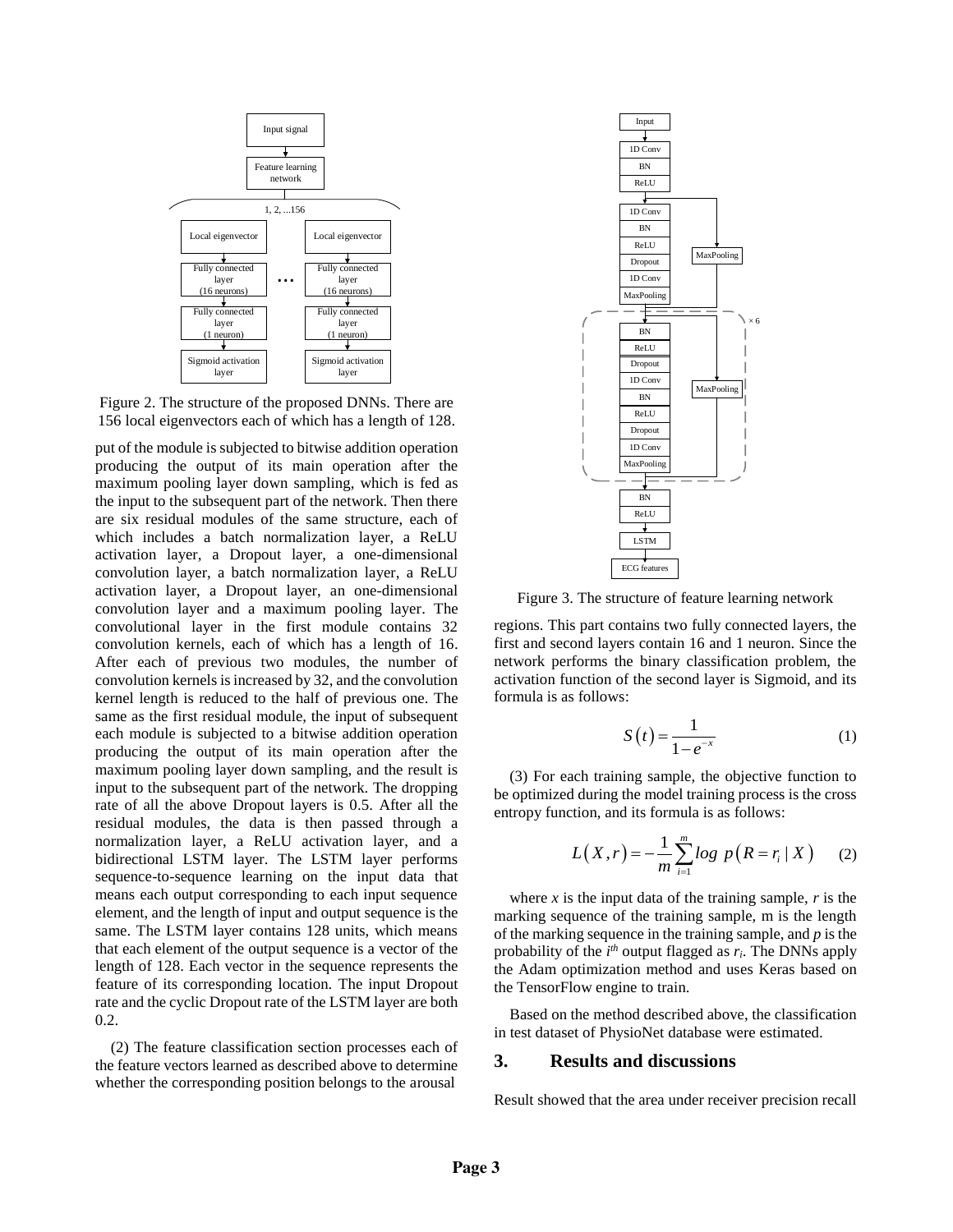Figure 2. The structure of the proposed DNNs. There are 156 local eigenvectors each of which has a length of 128.

put of the module is subjected to bitwise addition operation producing the output of its main operation after the maximum pooling layer down sampling, which is fed as the input to the subsequent part of the network. Then there are six residual modules of the same structure, each of which includes a batch normalization layer, a ReLU activation layer, a Dropout layer, a one-dimensional convolution layer, a batch normalization layer, a ReLU activation layer, a Dropout layer, an one-dimensional convolution layer and a maximum pooling layer. The convolutional layer in the first module contains 32 convolution kernels, each of which has a length of 16. After each of previous two modules, the number of convolution kernels is increased by 32, and the convolution kernel length is reduced to the half of previous one. The same as the first residual module, the input of subsequent each module is subjected to a bitwise addition operation producing the output of its main operation after the maximum pooling layer down sampling, and the result is input to the subsequent part of the network. The dropping rate of all the above Dropout layers is 0.5. After all the residual modules, the data is then passed through a normalization layer, a ReLU activation layer, and a bidirectional LSTM layer. The LSTM layer performs sequence-to-sequence learning on the input data that means each output corresponding to each input sequence element, and the length of input and output sequence is the same. The LSTM layer contains 128 units, which means that each element of the output sequence is a vector of the length of 128. Each vector in the sequence represents the feature of its corresponding location. The input Dropout rate and the cyclic Dropout rate of the LSTM layer are both 0.2.

(2) The feature classification section processes each of the feature vectors learned as described above to determine whether the corresponding position belongs to the arousal regions. This part contains two fully connected layers, the first and second layers contain 16 and 1 neuron. Since the network performs the binary classification problem, the activation function of the second layer is Sigmoid, and its formula is as follows:

Figure 3. The structure of feature learning network

$$S(t) = \frac{1}{1 - e^{-x}} \tag{1}$$

(3) For each training sample, the objective function to be optimized during the model training process is the cross entropy function, and its formula is as follows:

$$L(X, r) = -\frac{1}{m}\sum_{i=1}^{m} log\ p(R = r_i \mid X) \tag{2}$$

where $x$ is the input data of the training sample, $r$ is the marking sequence of the training sample, m is the length of the marking sequence in the training sample, and $p$ is the probability of the $i^{th}$ output flagged as $r_i$. The DNNs apply the Adam optimization method and uses Keras based on the TensorFlow engine to train.

Based on the method described above, the classification in test dataset of PhysioNet database were estimated.

## 3. Results and discussions

Result showed that the area under receiver precision recall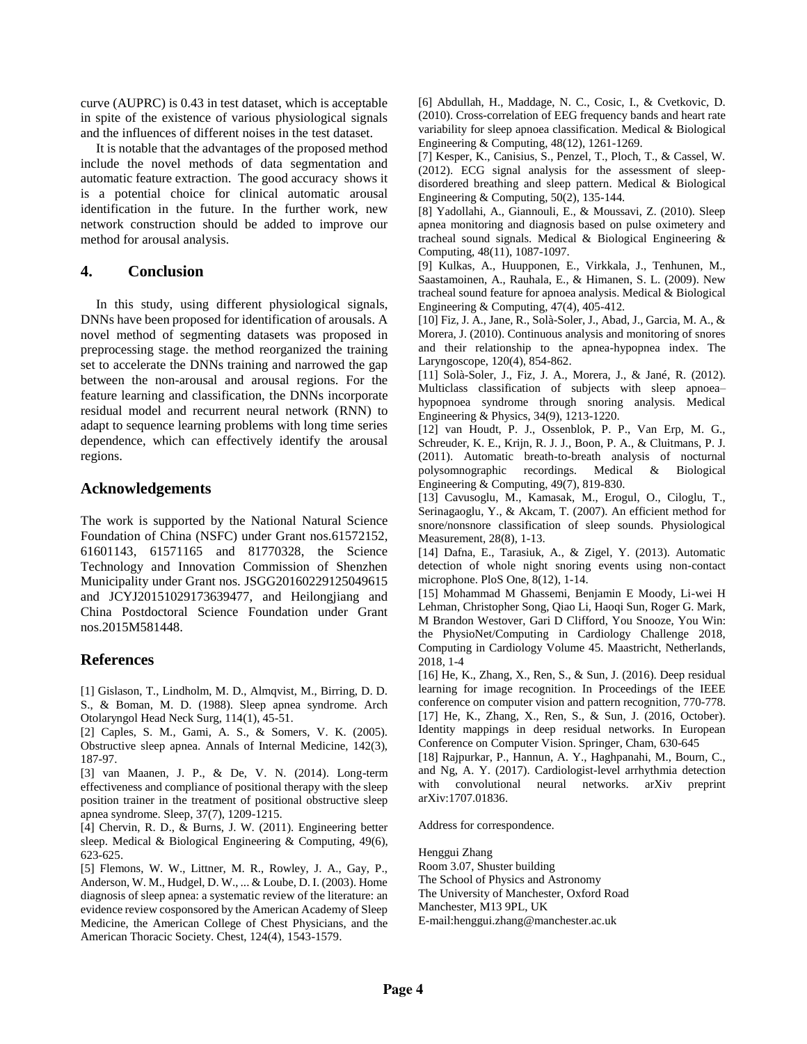curve (AUPRC) is 0.43 in test dataset, which is acceptable in spite of the existence of various physiological signals and the influences of different noises in the test dataset.

It is notable that the advantages of the proposed method include the novel methods of data segmentation and automatic feature extraction. The good accuracy shows it is a potential choice for clinical automatic arousal identification in the future. In the further work, new network construction should be added to improve our method for arousal analysis.

## 4. Conclusion

In this study, using different physiological signals, DNNs have been proposed for identification of arousals. A novel method of segmenting datasets was proposed in preprocessing stage. the method reorganized the training set to accelerate the DNNs training and narrowed the gap between the non-arousal and arousal regions. For the feature learning and classification, the DNNs incorporate residual model and recurrent neural network (RNN) to adapt to sequence learning problems with long time series dependence, which can effectively identify the arousal regions.

## Acknowledgements

The work is supported by the National Natural Science Foundation of China (NSFC) under Grant nos.61572152, 61601143, 61571165 and 81770328, the Science Technology and Innovation Commission of Shenzhen Municipality under Grant nos. JSGG20160229125049615 and JCYJ20151029173639477, and Heilongjiang and China Postdoctoral Science Foundation under Grant nos.2015M581448.

## References

[1] Gislason, T., Lindholm, M. D., Almqvist, M., Birring, D. D. S., & Boman, M. D. (1988). Sleep apnea syndrome. Arch Otolaryngol Head Neck Surg, 114(1), 45-51.

[2] Caples, S. M., Gami, A. S., & Somers, V. K. (2005). Obstructive sleep apnea. Annals of Internal Medicine, 142(3), 187-97.

[3] van Maanen, J. P., & De, V. N. (2014). Long-term effectiveness and compliance of positional therapy with the sleep position trainer in the treatment of positional obstructive sleep apnea syndrome. Sleep, 37(7), 1209-1215.

[4] Chervin, R. D., & Burns, J. W. (2011). Engineering better sleep. Medical & Biological Engineering & Computing, 49(6), 623-625.

[5] Flemons, W. W., Littner, M. R., Rowley, J. A., Gay, P., Anderson, W. M., Hudgel, D. W., ... & Loube, D. I. (2003). Home diagnosis of sleep apnea: a systematic review of the literature: an evidence review cosponsored by the American Academy of Sleep Medicine, the American College of Chest Physicians, and the American Thoracic Society. Chest, 124(4), 1543-1579.

[6] Abdullah, H., Maddage, N. C., Cosic, I., & Cvetkovic, D. (2010). Cross-correlation of EEG frequency bands and heart rate variability for sleep apnoea classification. Medical & Biological Engineering & Computing, 48(12), 1261-1269.

[7] Kesper, K., Canisius, S., Penzel, T., Ploch, T., & Cassel, W. (2012). ECG signal analysis for the assessment of sleep-disordered breathing and sleep pattern. Medical & Biological Engineering & Computing, 50(2), 135-144.

[8] Yadollahi, A., Giannouli, E., & Moussavi, Z. (2010). Sleep apnea monitoring and diagnosis based on pulse oximetery and tracheal sound signals. Medical & Biological Engineering & Computing, 48(11), 1087-1097.

[9] Kulkas, A., Huupponen, E., Virkkala, J., Tenhunen, M., Saastamoinen, A., Rauhala, E., & Himanen, S. L. (2009). New tracheal sound feature for apnoea analysis. Medical & Biological Engineering & Computing, 47(4), 405-412.

[10] Fiz, J. A., Jane, R., Solà-Soler, J., Abad, J., Garcia, M. A., & Morera, J. (2010). Continuous analysis and monitoring of snores and their relationship to the apnea-hypopnea index. The Laryngoscope, 120(4), 854-862.

[11] Solà-Soler, J., Fiz, J. A., Morera, J., & Jané, R. (2012). Multiclass classification of subjects with sleep apnoea–hypopnoea syndrome through snoring analysis. Medical Engineering & Physics, 34(9), 1213-1220.

[12] van Houdt, P. J., Ossenblok, P. P., Van Erp, M. G., Schreuder, K. E., Krijn, R. J. J., Boon, P. A., & Cluitmans, P. J. (2011). Automatic breath-to-breath analysis of nocturnal polysomnographic recordings. Medical & Biological Engineering & Computing, 49(7), 819-830.

[13] Cavusoglu, M., Kamasak, M., Erogul, O., Ciloglu, T., Serinagaoglu, Y., & Akcam, T. (2007). An efficient method for snore/nonsnore classification of sleep sounds. Physiological Measurement, 28(8), 1-13.

[14] Dafna, E., Tarasiuk, A., & Zigel, Y. (2013). Automatic detection of whole night snoring events using non-contact microphone. PloS One, 8(12), 1-14.

[15] Mohammad M Ghassemi, Benjamin E Moody, Li-wei H Lehman, Christopher Song, Qiao Li, Haoqi Sun, Roger G. Mark, M Brandon Westover, Gari D Clifford, You Snooze, You Win: the PhysioNet/Computing in Cardiology Challenge 2018, Computing in Cardiology Volume 45. Maastricht, Netherlands, 2018, 1-4

[16] He, K., Zhang, X., Ren, S., & Sun, J. (2016). Deep residual learning for image recognition. In Proceedings of the IEEE conference on computer vision and pattern recognition, 770-778.

[17] He, K., Zhang, X., Ren, S., & Sun, J. (2016, October). Identity mappings in deep residual networks. In European Conference on Computer Vision. Springer, Cham, 630-645

[18] Rajpurkar, P., Hannun, A. Y., Haghpanahi, M., Bourn, C., and Ng, A. Y. (2017). Cardiologist-level arrhythmia detection with convolutional neural networks. arXiv preprint arXiv:1707.01836.

Address for correspondence.

Henggui Zhang
Room 3.07, Shuster building
The School of Physics and Astronomy
The University of Manchester, Oxford Road
Manchester, M13 9PL, UK
E-mail:henggui.zhang@manchester.ac.uk